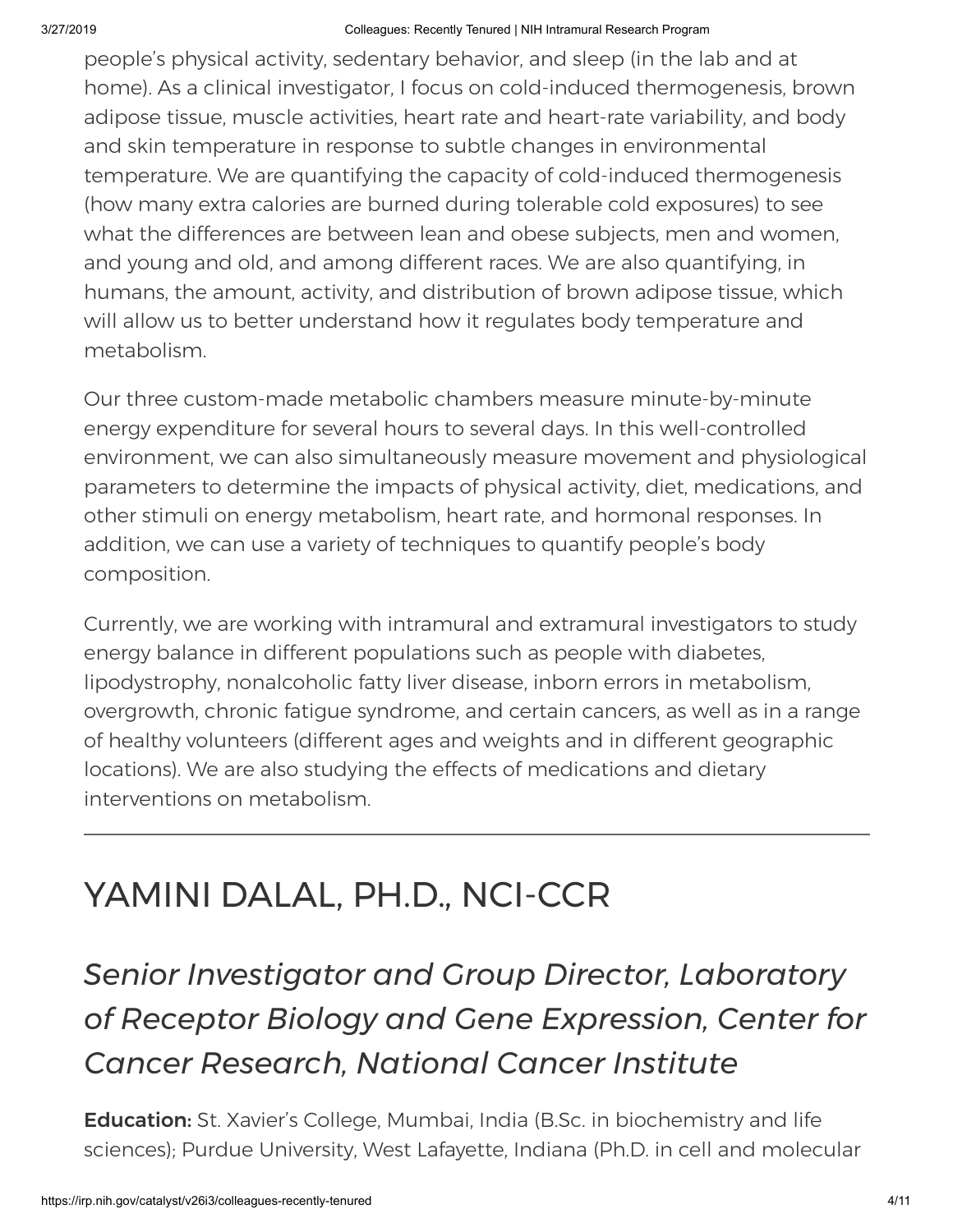people's physical activity, sedentary behavior, and sleep (in the lab and at home). As a clinical investigator, I focus on cold-induced thermogenesis, brown adipose tissue, muscle activities, heart rate and heart-rate variability, and body and skin temperature in response to subtle changes in environmental temperature. We are quantifying the capacity of cold-induced thermogenesis (how many extra calories are burned during tolerable cold exposures) to see what the differences are between lean and obese subjects, men and women, and young and old, and among different races. We are also quantifying, in humans, the amount, activity, and distribution of brown adipose tissue, which will allow us to better understand how it regulates body temperature and metabolism.

Our three custom-made metabolic chambers measure minute-by-minute energy expenditure for several hours to several days. In this well-controlled environment, we can also simultaneously measure movement and physiological parameters to determine the impacts of physical activity, diet, medications, and other stimuli on energy metabolism, heart rate, and hormonal responses. In addition, we can use a variety of techniques to quantify people's body composition.

Currently, we are working with intramural and extramural investigators to study energy balance in different populations such as people with diabetes, lipodystrophy, nonalcoholic fatty liver disease, inborn errors in metabolism, overgrowth, chronic fatigue syndrome, and certain cancers, as well as in a range of healthy volunteers (different ages and weights and in different geographic locations). We are also studying the effects of medications and dietary interventions on metabolism.

---

# YAMINI DALAL, PH.D., NCI-CCR

## *Senior Investigator and Group Director, Laboratory of Receptor Biology and Gene Expression, Center for Cancer Research, National Cancer Institute*

**Education:** St. Xavier's College, Mumbai, India (B.Sc. in biochemistry and life sciences); Purdue University, West Lafayette, Indiana (Ph.D. in cell and molecular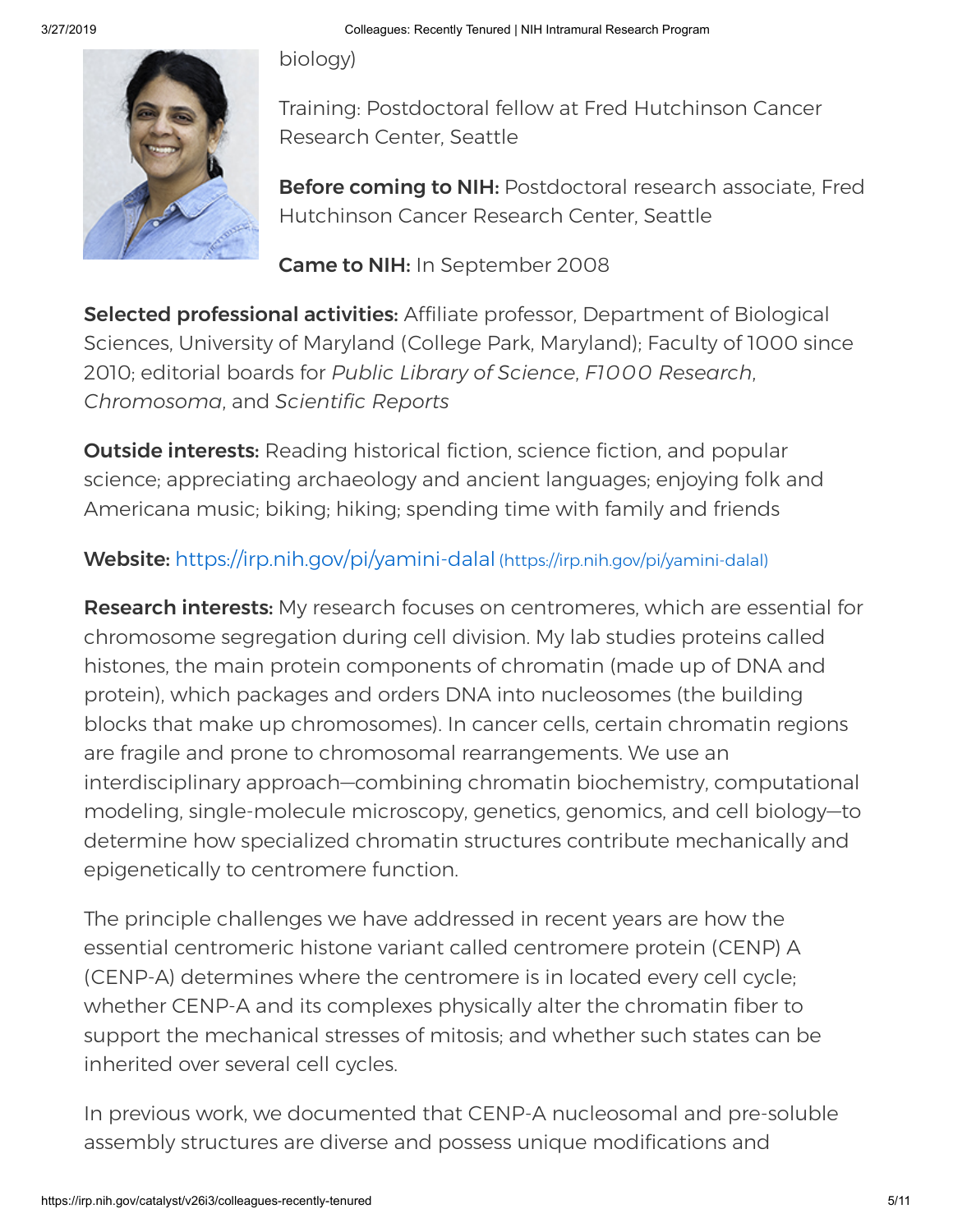biology)

Training: Postdoctoral fellow at Fred Hutchinson Cancer Research Center, Seattle

**Before coming to NIH:** Postdoctoral research associate, Fred Hutchinson Cancer Research Center, Seattle

**Came to NIH:** In September 2008

**Selected professional activities:** Affiliate professor, Department of Biological Sciences, University of Maryland (College Park, Maryland); Faculty of 1000 since 2010; editorial boards for *Public Library of Science*, *F1000 Research*, *Chromosoma*, and *Scientific Reports*

**Outside interests:** Reading historical fiction, science fiction, and popular science; appreciating archaeology and ancient languages; enjoying folk and Americana music; biking; hiking; spending time with family and friends

**Website:** https://irp.nih.gov/pi/yamini-dalal (https://irp.nih.gov/pi/yamini-dalal)

**Research interests:** My research focuses on centromeres, which are essential for chromosome segregation during cell division. My lab studies proteins called histones, the main protein components of chromatin (made up of DNA and protein), which packages and orders DNA into nucleosomes (the building blocks that make up chromosomes). In cancer cells, certain chromatin regions are fragile and prone to chromosomal rearrangements. We use an interdisciplinary approach—combining chromatin biochemistry, computational modeling, single-molecule microscopy, genetics, genomics, and cell biology—to determine how specialized chromatin structures contribute mechanically and epigenetically to centromere function.

The principle challenges we have addressed in recent years are how the essential centromeric histone variant called centromere protein (CENP) A (CENP-A) determines where the centromere is in located every cell cycle; whether CENP-A and its complexes physically alter the chromatin fiber to support the mechanical stresses of mitosis; and whether such states can be inherited over several cell cycles.

In previous work, we documented that CENP-A nucleosomal and pre-soluble assembly structures are diverse and possess unique modifications and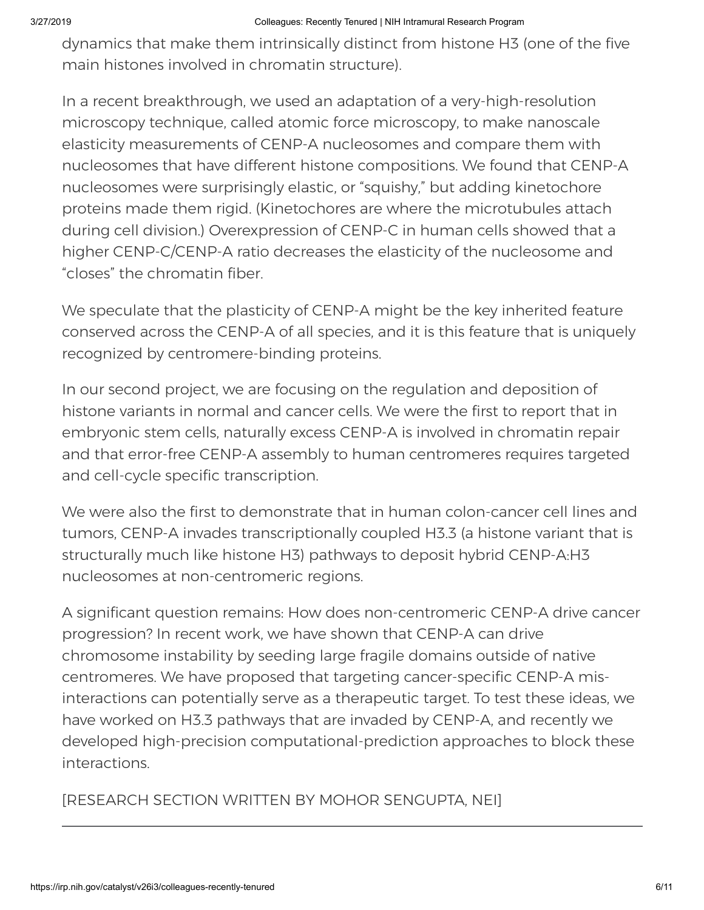dynamics that make them intrinsically distinct from histone H3 (one of the five main histones involved in chromatin structure).

In a recent breakthrough, we used an adaptation of a very-high-resolution microscopy technique, called atomic force microscopy, to make nanoscale elasticity measurements of CENP-A nucleosomes and compare them with nucleosomes that have different histone compositions. We found that CENP-A nucleosomes were surprisingly elastic, or “squishy,” but adding kinetochore proteins made them rigid. (Kinetochores are where the microtubules attach during cell division.) Overexpression of CENP-C in human cells showed that a higher CENP-C/CENP-A ratio decreases the elasticity of the nucleosome and “closes” the chromatin fiber.

We speculate that the plasticity of CENP-A might be the key inherited feature conserved across the CENP-A of all species, and it is this feature that is uniquely recognized by centromere-binding proteins.

In our second project, we are focusing on the regulation and deposition of histone variants in normal and cancer cells. We were the first to report that in embryonic stem cells, naturally excess CENP-A is involved in chromatin repair and that error-free CENP-A assembly to human centromeres requires targeted and cell-cycle specific transcription.

We were also the first to demonstrate that in human colon-cancer cell lines and tumors, CENP-A invades transcriptionally coupled H3.3 (a histone variant that is structurally much like histone H3) pathways to deposit hybrid CENP-A:H3 nucleosomes at non-centromeric regions.

A significant question remains: How does non-centromeric CENP-A drive cancer progression? In recent work, we have shown that CENP-A can drive chromosome instability by seeding large fragile domains outside of native centromeres. We have proposed that targeting cancer-specific CENP-A mis-interactions can potentially serve as a therapeutic target. To test these ideas, we have worked on H3.3 pathways that are invaded by CENP-A, and recently we developed high-precision computational-prediction approaches to block these interactions.

[RESEARCH SECTION WRITTEN BY MOHOR SENGUPTA, NEI]

---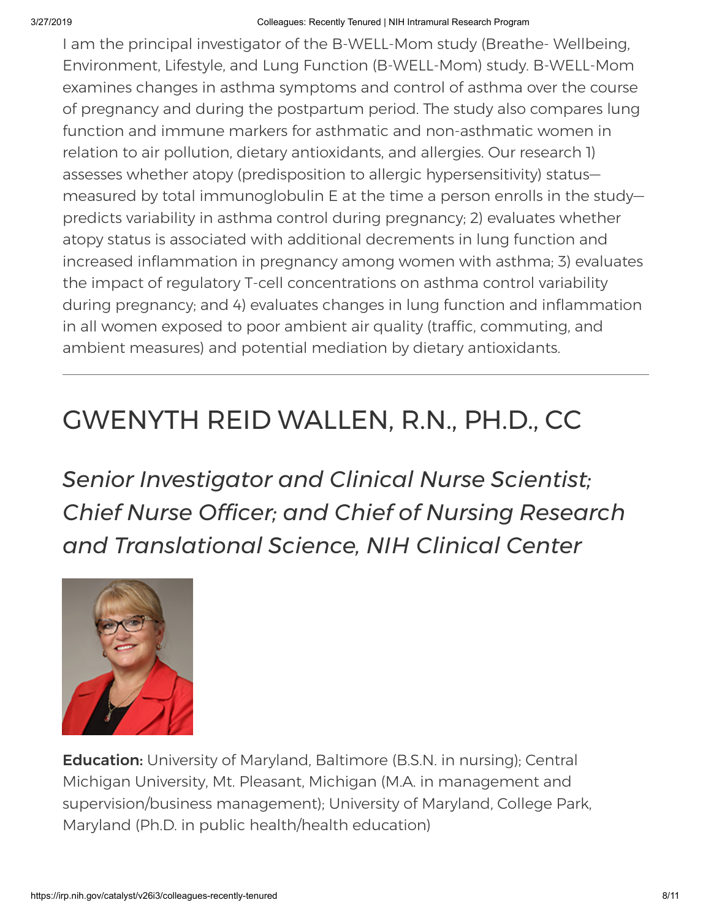I am the principal investigator of the B-WELL-Mom study (Breathe- Wellbeing, Environment, Lifestyle, and Lung Function (B-WELL-Mom) study. B-WELL-Mom examines changes in asthma symptoms and control of asthma over the course of pregnancy and during the postpartum period. The study also compares lung function and immune markers for asthmatic and non-asthmatic women in relation to air pollution, dietary antioxidants, and allergies. Our research 1) assesses whether atopy (predisposition to allergic hypersensitivity) status—measured by total immunoglobulin E at the time a person enrolls in the study—predicts variability in asthma control during pregnancy; 2) evaluates whether atopy status is associated with additional decrements in lung function and increased inflammation in pregnancy among women with asthma; 3) evaluates the impact of regulatory T-cell concentrations on asthma control variability during pregnancy; and 4) evaluates changes in lung function and inflammation in all women exposed to poor ambient air quality (traffic, commuting, and ambient measures) and potential mediation by dietary antioxidants.

---

## GWENYTH REID WALLEN, R.N., PH.D., CC

### *Senior Investigator and Clinical Nurse Scientist; Chief Nurse Officer; and Chief of Nursing Research and Translational Science, NIH Clinical Center*

**Education:** University of Maryland, Baltimore (B.S.N. in nursing); Central Michigan University, Mt. Pleasant, Michigan (M.A. in management and supervision/business management); University of Maryland, College Park, Maryland (Ph.D. in public health/health education)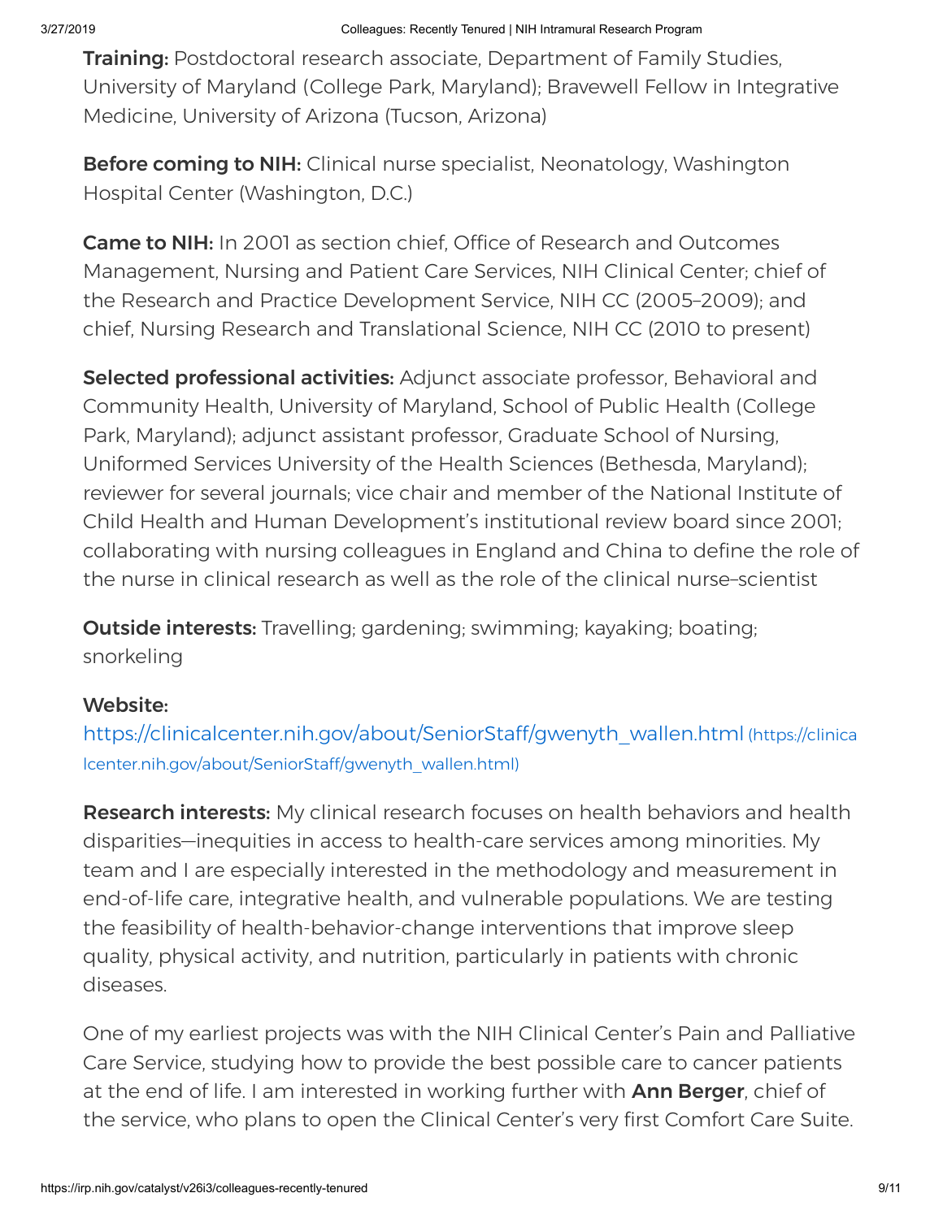**Training:** Postdoctoral research associate, Department of Family Studies, University of Maryland (College Park, Maryland); Bravewell Fellow in Integrative Medicine, University of Arizona (Tucson, Arizona)

**Before coming to NIH:** Clinical nurse specialist, Neonatology, Washington Hospital Center (Washington, D.C.)

**Came to NIH:** In 2001 as section chief, Office of Research and Outcomes Management, Nursing and Patient Care Services, NIH Clinical Center; chief of the Research and Practice Development Service, NIH CC (2005–2009); and chief, Nursing Research and Translational Science, NIH CC (2010 to present)

**Selected professional activities:** Adjunct associate professor, Behavioral and Community Health, University of Maryland, School of Public Health (College Park, Maryland); adjunct assistant professor, Graduate School of Nursing, Uniformed Services University of the Health Sciences (Bethesda, Maryland); reviewer for several journals; vice chair and member of the National Institute of Child Health and Human Development's institutional review board since 2001; collaborating with nursing colleagues in England and China to define the role of the nurse in clinical research as well as the role of the clinical nurse–scientist

**Outside interests:** Travelling; gardening; swimming; kayaking; boating; snorkeling

**Website:**
https://clinicalcenter.nih.gov/about/SeniorStaff/gwenyth_wallen.html (https://clinicalcenter.nih.gov/about/SeniorStaff/gwenyth_wallen.html)

**Research interests:** My clinical research focuses on health behaviors and health disparities—inequities in access to health-care services among minorities. My team and I are especially interested in the methodology and measurement in end-of-life care, integrative health, and vulnerable populations. We are testing the feasibility of health-behavior-change interventions that improve sleep quality, physical activity, and nutrition, particularly in patients with chronic diseases.

One of my earliest projects was with the NIH Clinical Center's Pain and Palliative Care Service, studying how to provide the best possible care to cancer patients at the end of life. I am interested in working further with **Ann Berger**, chief of the service, who plans to open the Clinical Center's very first Comfort Care Suite.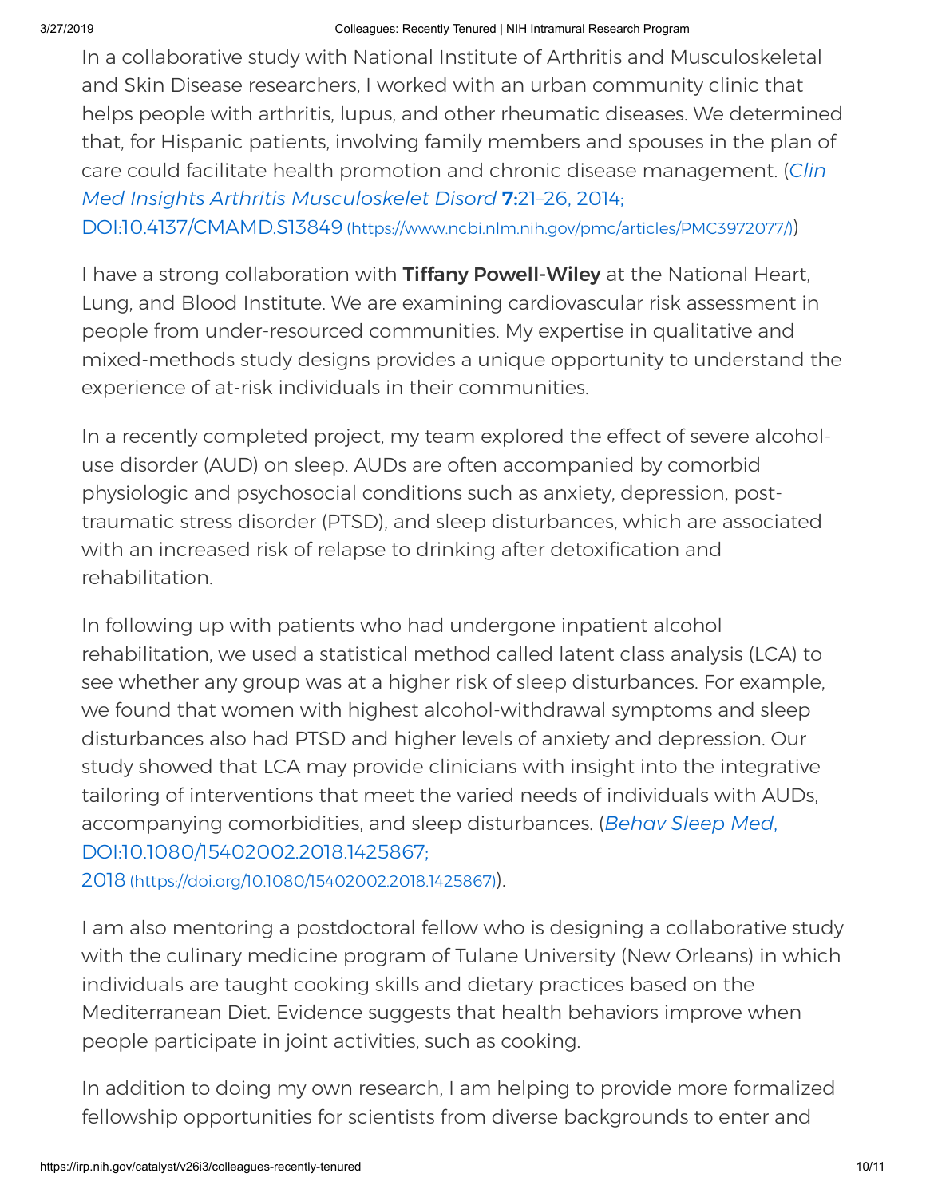In a collaborative study with National Institute of Arthritis and Musculoskeletal and Skin Disease researchers, I worked with an urban community clinic that helps people with arthritis, lupus, and other rheumatic diseases. We determined that, for Hispanic patients, involving family members and spouses in the plan of care could facilitate health promotion and chronic disease management. (*Clin Med Insights Arthritis Musculoskelet Disord* **7:**21–26, 2014; DOI:10.4137/CMAMD.S13849 (https://www.ncbi.nlm.nih.gov/pmc/articles/PMC3972077/))

I have a strong collaboration with **Tiffany Powell-Wiley** at the National Heart, Lung, and Blood Institute. We are examining cardiovascular risk assessment in people from under-resourced communities. My expertise in qualitative and mixed-methods study designs provides a unique opportunity to understand the experience of at-risk individuals in their communities.

In a recently completed project, my team explored the effect of severe alcohol-use disorder (AUD) on sleep. AUDs are often accompanied by comorbid physiologic and psychosocial conditions such as anxiety, depression, post-traumatic stress disorder (PTSD), and sleep disturbances, which are associated with an increased risk of relapse to drinking after detoxification and rehabilitation.

In following up with patients who had undergone inpatient alcohol rehabilitation, we used a statistical method called latent class analysis (LCA) to see whether any group was at a higher risk of sleep disturbances. For example, we found that women with highest alcohol-withdrawal symptoms and sleep disturbances also had PTSD and higher levels of anxiety and depression. Our study showed that LCA may provide clinicians with insight into the integrative tailoring of interventions that meet the varied needs of individuals with AUDs, accompanying comorbidities, and sleep disturbances. (*Behav Sleep Med*, DOI:10.1080/15402002.2018.1425867; 2018 (https://doi.org/10.1080/15402002.2018.1425867)).

I am also mentoring a postdoctoral fellow who is designing a collaborative study with the culinary medicine program of Tulane University (New Orleans) in which individuals are taught cooking skills and dietary practices based on the Mediterranean Diet. Evidence suggests that health behaviors improve when people participate in joint activities, such as cooking.

In addition to doing my own research, I am helping to provide more formalized fellowship opportunities for scientists from diverse backgrounds to enter and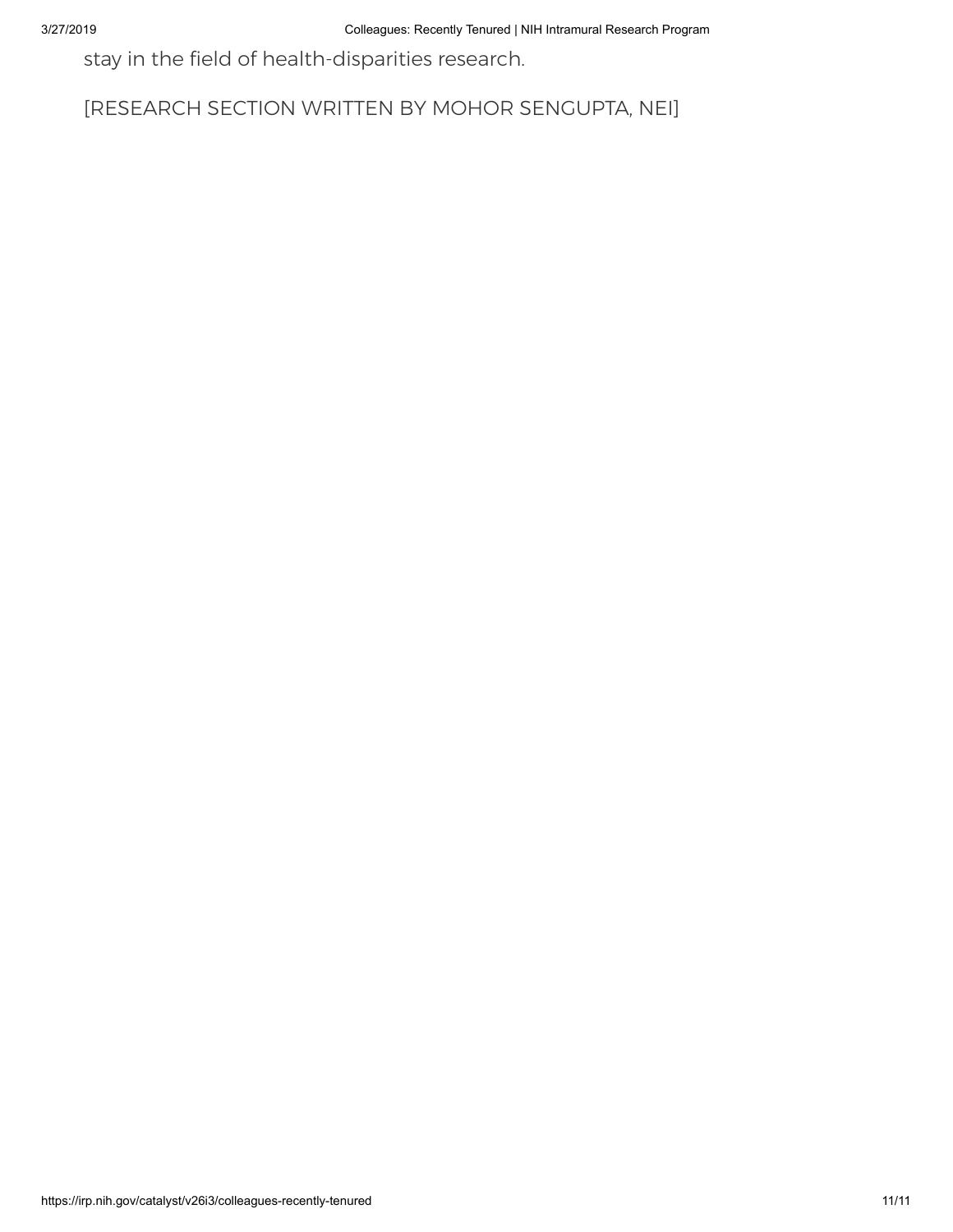stay in the field of health-disparities research.

[RESEARCH SECTION WRITTEN BY MOHOR SENGUPTA, NEI]